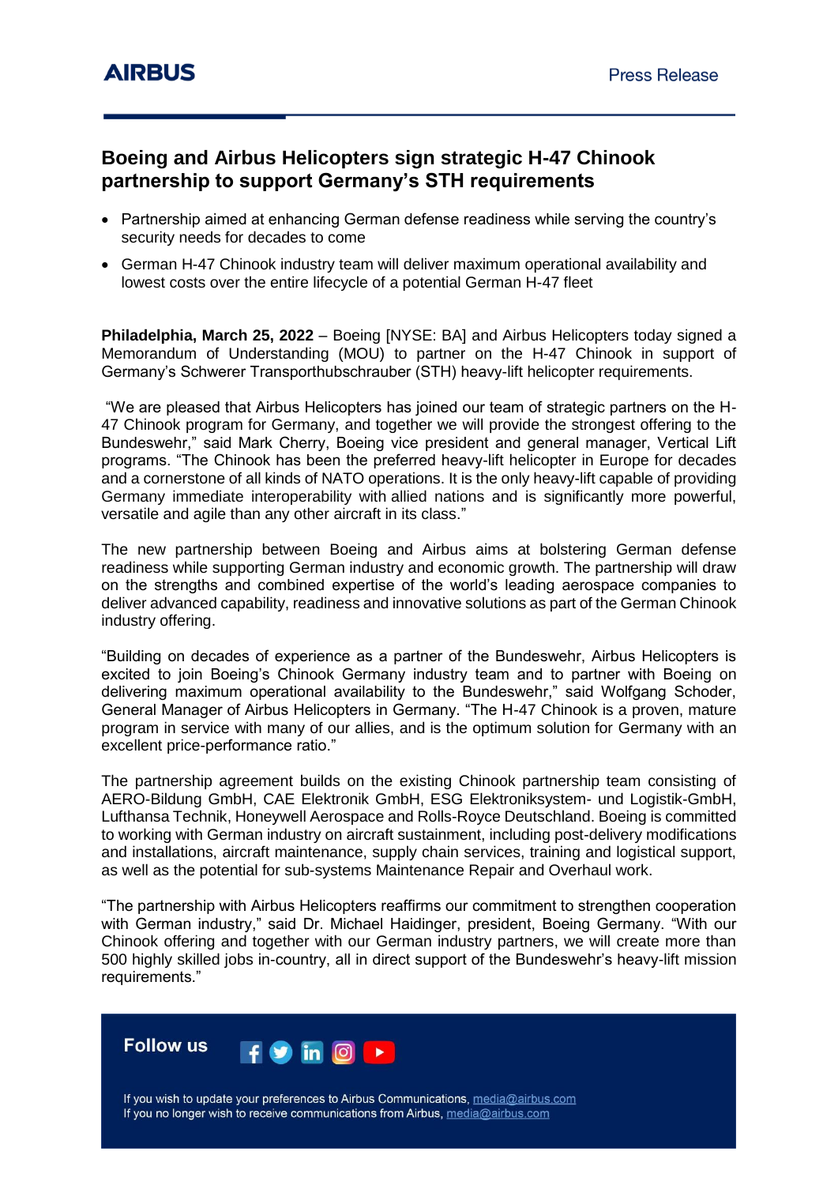# Boeing and Airbus Helicopters sign strategic H-47 Chinook partnership to support Germany's STH requirements

- Partnership aimed at enhancing German defense readiness while serving the country's security needs for decades to come
- German H-47 Chinook industry team will deliver maximum operational availability and lowest costs over the entire lifecycle of a potential German H-47 fleet

**Philadelphia, March 25, 2022** – Boeing [NYSE: BA] and Airbus Helicopters today signed a Memorandum of Understanding (MOU) to partner on the H-47 Chinook in support of Germany's Schwerer Transporthubschrauber (STH) heavy-lift helicopter requirements.

"We are pleased that Airbus Helicopters has joined our team of strategic partners on the H-47 Chinook program for Germany, and together we will provide the strongest offering to the Bundeswehr," said Mark Cherry, Boeing vice president and general manager, Vertical Lift programs. "The Chinook has been the preferred heavy-lift helicopter in Europe for decades and a cornerstone of all kinds of NATO operations. It is the only heavy-lift capable of providing Germany immediate interoperability with allied nations and is significantly more powerful, versatile and agile than any other aircraft in its class."

The new partnership between Boeing and Airbus aims at bolstering German defense readiness while supporting German industry and economic growth. The partnership will draw on the strengths and combined expertise of the world's leading aerospace companies to deliver advanced capability, readiness and innovative solutions as part of the German Chinook industry offering.

"Building on decades of experience as a partner of the Bundeswehr, Airbus Helicopters is excited to join Boeing's Chinook Germany industry team and to partner with Boeing on delivering maximum operational availability to the Bundeswehr," said Wolfgang Schoder, General Manager of Airbus Helicopters in Germany. "The H-47 Chinook is a proven, mature program in service with many of our allies, and is the optimum solution for Germany with an excellent price-performance ratio."

The partnership agreement builds on the existing Chinook partnership team consisting of AERO-Bildung GmbH, CAE Elektronik GmbH, ESG Elektroniksystem- und Logistik-GmbH, Lufthansa Technik, Honeywell Aerospace and Rolls-Royce Deutschland. Boeing is committed to working with German industry on aircraft sustainment, including post-delivery modifications and installations, aircraft maintenance, supply chain services, training and logistical support, as well as the potential for sub-systems Maintenance Repair and Overhaul work.

"The partnership with Airbus Helicopters reaffirms our commitment to strengthen cooperation with German industry," said Dr. Michael Haidinger, president, Boeing Germany. "With our Chinook offering and together with our German industry partners, we will create more than 500 highly skilled jobs in-country, all in direct support of the Bundeswehr's heavy-lift mission requirements."

**Follow us**

If you wish to update your preferences to Airbus Communications, media@airbus.com
If you no longer wish to receive communications from Airbus, media@airbus.com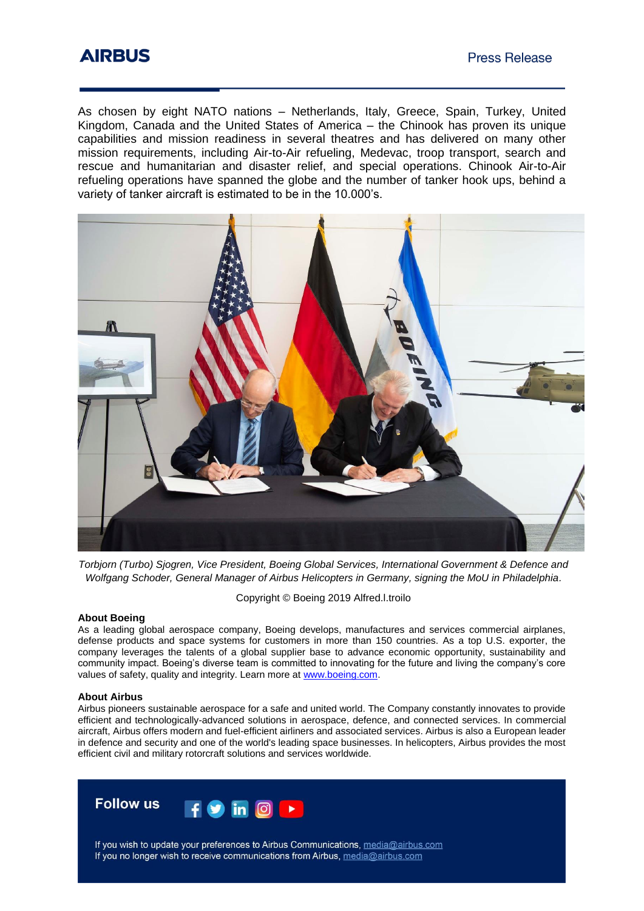As chosen by eight NATO nations – Netherlands, Italy, Greece, Spain, Turkey, United Kingdom, Canada and the United States of America – the Chinook has proven its unique capabilities and mission readiness in several theatres and has delivered on many other mission requirements, including Air-to-Air refueling, Medevac, troop transport, search and rescue and humanitarian and disaster relief, and special operations. Chinook Air-to-Air refueling operations have spanned the globe and the number of tanker hook ups, behind a variety of tanker aircraft is estimated to be in the 10.000's.

*Torbjorn (Turbo) Sjogren, Vice President, Boeing Global Services, International Government & Defence and Wolfgang Schoder, General Manager of Airbus Helicopters in Germany, signing the MoU in Philadelphia.*

Copyright © Boeing 2019 Alfred.l.troilo

**About Boeing**
As a leading global aerospace company, Boeing develops, manufactures and services commercial airplanes, defense products and space systems for customers in more than 150 countries. As a top U.S. exporter, the company leverages the talents of a global supplier base to advance economic opportunity, sustainability and community impact. Boeing's diverse team is committed to innovating for the future and living the company's core values of safety, quality and integrity. Learn more at www.boeing.com.

**About Airbus**
Airbus pioneers sustainable aerospace for a safe and united world. The Company constantly innovates to provide efficient and technologically-advanced solutions in aerospace, defence, and connected services. In commercial aircraft, Airbus offers modern and fuel-efficient airliners and associated services. Airbus is also a European leader in defence and security and one of the world's leading space businesses. In helicopters, Airbus provides the most efficient civil and military rotorcraft solutions and services worldwide.

**Follow us**

If you wish to update your preferences to Airbus Communications, media@airbus.com
If you no longer wish to receive communications from Airbus, media@airbus.com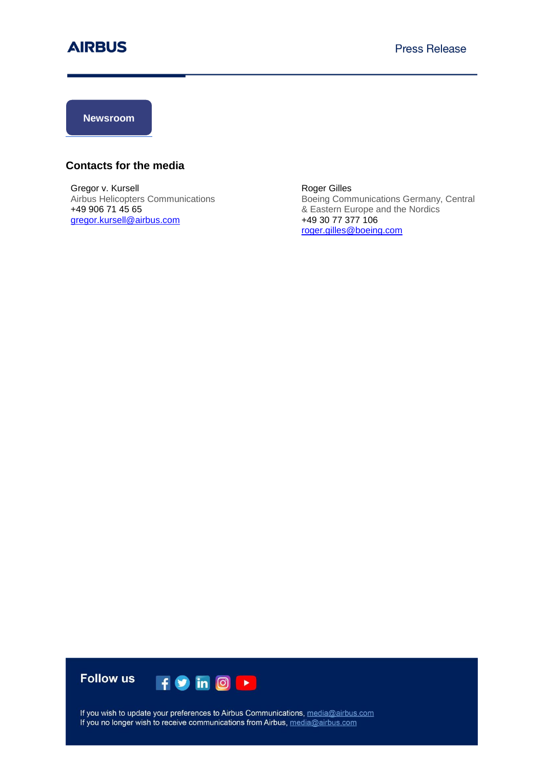Newsroom

## Contacts for the media

Gregor v. Kursell
Airbus Helicopters Communications
+49 906 71 45 65
gregor.kursell@airbus.com

Roger Gilles
Boeing Communications Germany, Central & Eastern Europe and the Nordics
+49 30 77 377 106
roger.gilles@boeing.com

**Follow us**

If you wish to update your preferences to Airbus Communications, media@airbus.com
If you no longer wish to receive communications from Airbus, media@airbus.com